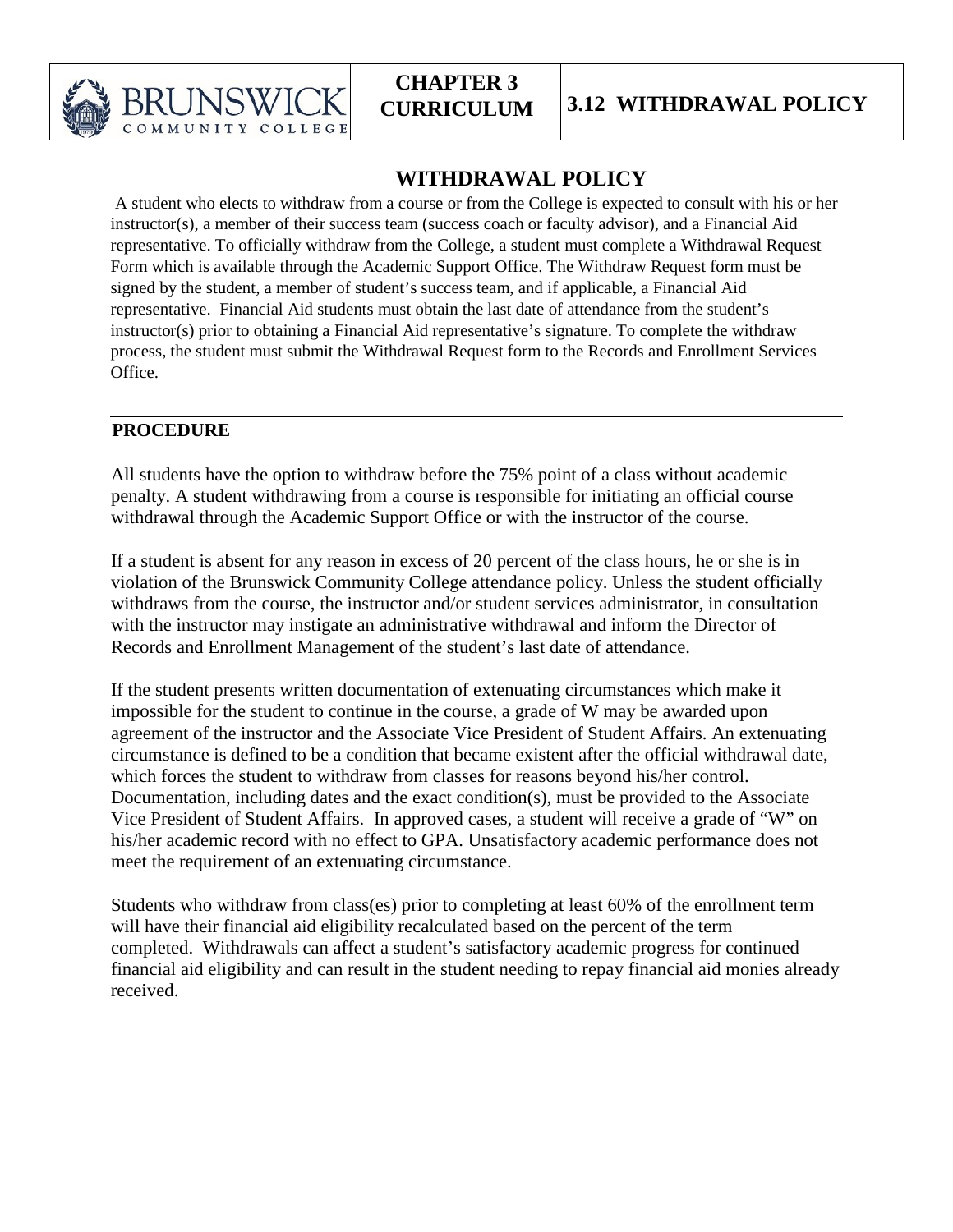# CHAPTER 3 CURRICULUM

# 3.12 WITHDRAWAL POLICY

## WITHDRAWAL POLICY

A student who elects to withdraw from a course or from the College is expected to consult with his or her instructor(s), a member of their success team (success coach or faculty advisor), and a Financial Aid representative. To officially withdraw from the College, a student must complete a Withdrawal Request Form which is available through the Academic Support Office. The Withdraw Request form must be signed by the student, a member of student's success team, and if applicable, a Financial Aid representative. Financial Aid students must obtain the last date of attendance from the student's instructor(s) prior to obtaining a Financial Aid representative's signature. To complete the withdraw process, the student must submit the Withdrawal Request form to the Records and Enrollment Services Office.

---

## PROCEDURE

All students have the option to withdraw before the 75% point of a class without academic penalty. A student withdrawing from a course is responsible for initiating an official course withdrawal through the Academic Support Office or with the instructor of the course.

If a student is absent for any reason in excess of 20 percent of the class hours, he or she is in violation of the Brunswick Community College attendance policy. Unless the student officially withdraws from the course, the instructor and/or student services administrator, in consultation with the instructor may instigate an administrative withdrawal and inform the Director of Records and Enrollment Management of the student's last date of attendance.

If the student presents written documentation of extenuating circumstances which make it impossible for the student to continue in the course, a grade of W may be awarded upon agreement of the instructor and the Associate Vice President of Student Affairs. An extenuating circumstance is defined to be a condition that became existent after the official withdrawal date, which forces the student to withdraw from classes for reasons beyond his/her control. Documentation, including dates and the exact condition(s), must be provided to the Associate Vice President of Student Affairs. In approved cases, a student will receive a grade of "W" on his/her academic record with no effect to GPA. Unsatisfactory academic performance does not meet the requirement of an extenuating circumstance.

Students who withdraw from class(es) prior to completing at least 60% of the enrollment term will have their financial aid eligibility recalculated based on the percent of the term completed. Withdrawals can affect a student's satisfactory academic progress for continued financial aid eligibility and can result in the student needing to repay financial aid monies already received.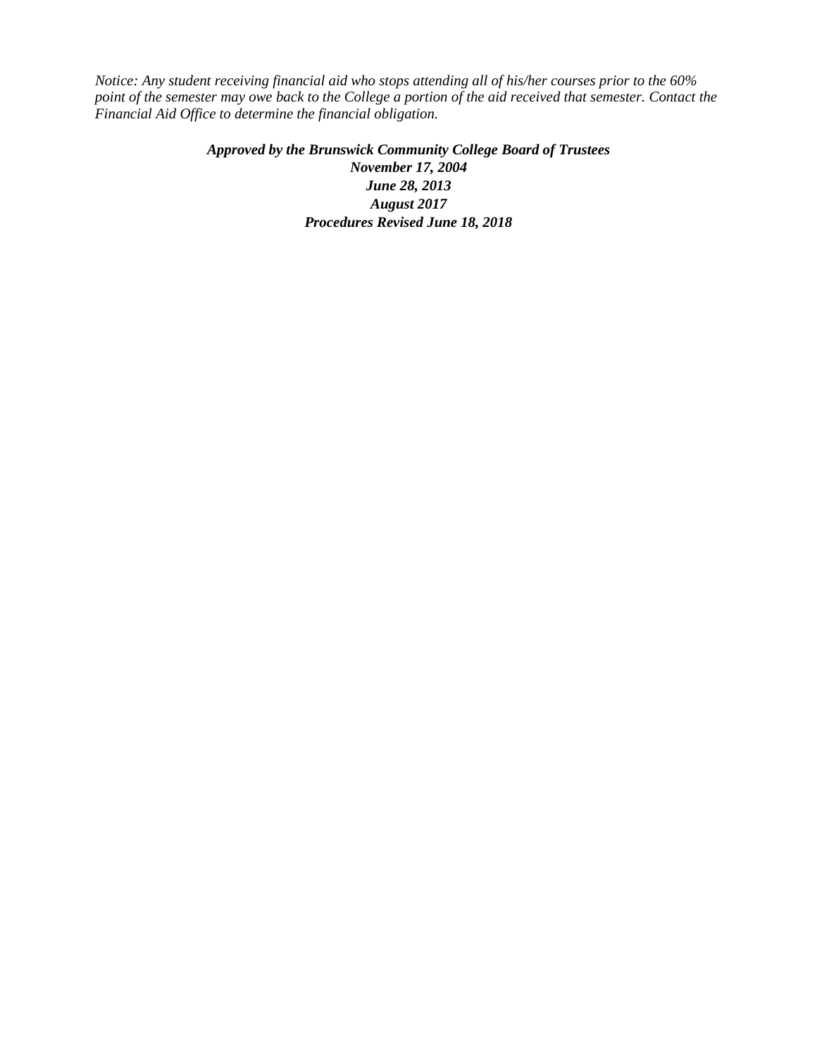*Notice: Any student receiving financial aid who stops attending all of his/her courses prior to the 60% point of the semester may owe back to the College a portion of the aid received that semester. Contact the Financial Aid Office to determine the financial obligation.*

***Approved by the Brunswick Community College Board of Trustees***
***November 17, 2004***
***June 28, 2013***
***August 2017***
***Procedures Revised June 18, 2018***